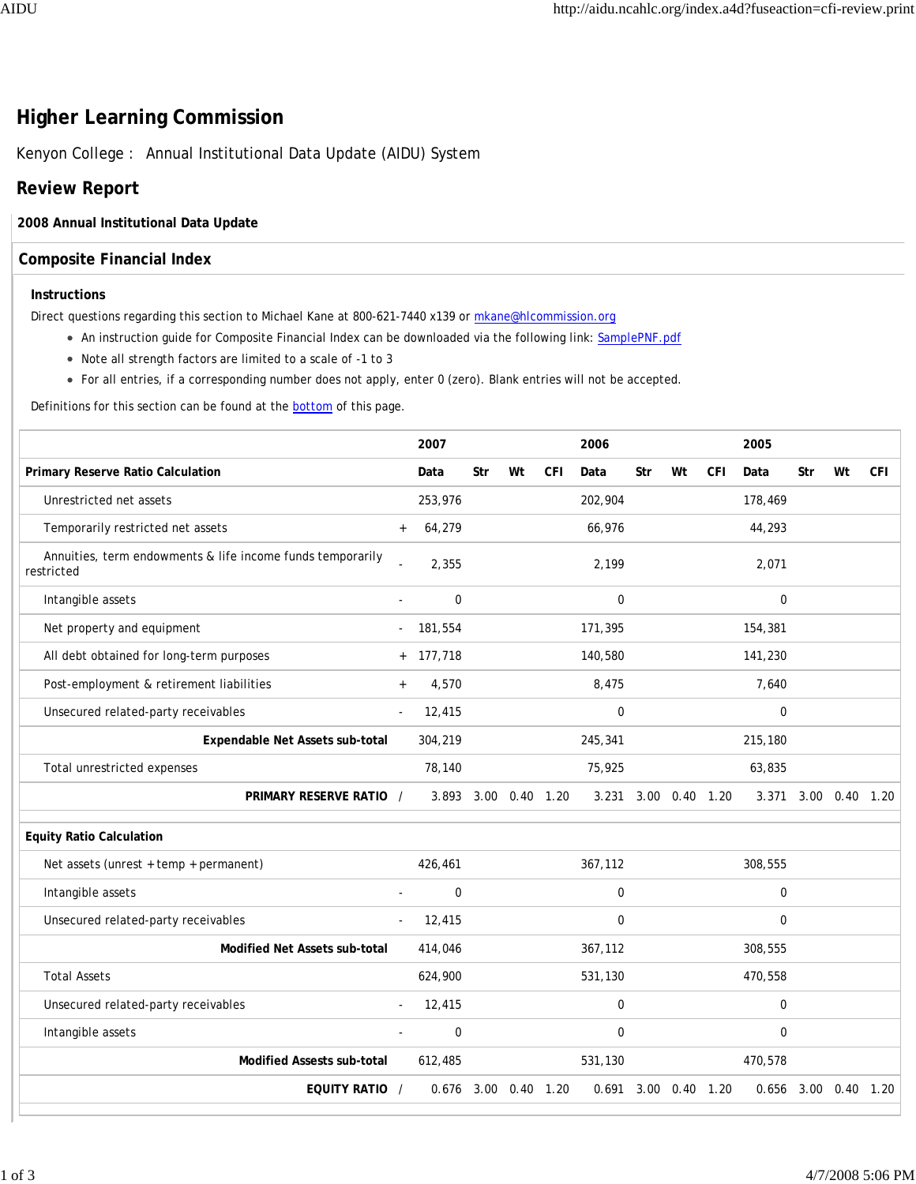# Higher Learning Commission

Kenyon College : Annual Institutional Data Update (AIDU) System

## Review Report

**2008 Annual Institutional Data Update**

## Composite Financial Index

### Instructions

Direct questions regarding this section to Michael Kane at 800-621-7440 x139 or mkane@hlcommission.org

- An instruction guide for Composite Financial Index can be downloaded via the following link: SamplePNF.pdf
- Note all strength factors are limited to a scale of -1 to 3
- For all entries, if a corresponding number does not apply, enter 0 (zero). Blank entries will not be accepted.

Definitions for this section can be found at the bottom of this page.

| | | 2007 | | | | 2006 | | | | 2005 | | | |
|---|---|---|---|---|---|---|---|---|---|---|---|---|---|
| **Primary Reserve Ratio Calculation** | | **Data** | **Str** | **Wt** | **CFI** | **Data** | **Str** | **Wt** | **CFI** | **Data** | **Str** | **Wt** | **CFI** |
| Unrestricted net assets | | 253,976 | | | | 202,904 | | | | 178,469 | | | |
| Temporarily restricted net assets | + | 64,279 | | | | 66,976 | | | | 44,293 | | | |
| Annuities, term endowments & life income funds temporarily restricted | - | 2,355 | | | | 2,199 | | | | 2,071 | | | |
| Intangible assets | - | 0 | | | | 0 | | | | 0 | | | |
| Net property and equipment | - | 181,554 | | | | 171,395 | | | | 154,381 | | | |
| All debt obtained for long-term purposes | + | 177,718 | | | | 140,580 | | | | 141,230 | | | |
| Post-employment & retirement liabilities | + | 4,570 | | | | 8,475 | | | | 7,640 | | | |
| Unsecured related-party receivables | - | 12,415 | | | | 0 | | | | 0 | | | |
| **Expendable Net Assets sub-total** | | 304,219 | | | | 245,341 | | | | 215,180 | | | |
| Total unrestricted expenses | | 78,140 | | | | 75,925 | | | | 63,835 | | | |
| **PRIMARY RESERVE RATIO** | / | 3.893 | 3.00 | 0.40 | 1.20 | 3.231 | 3.00 | 0.40 | 1.20 | 3.371 | 3.00 | 0.40 | 1.20 |
| **Equity Ratio Calculation** | | | | | | | | | | | | | |
| Net assets (unrest + temp + permanent) | | 426,461 | | | | 367,112 | | | | 308,555 | | | |
| Intangible assets | - | 0 | | | | 0 | | | | 0 | | | |
| Unsecured related-party receivables | - | 12,415 | | | | 0 | | | | 0 | | | |
| **Modified Net Assets sub-total** | | 414,046 | | | | 367,112 | | | | 308,555 | | | |
| Total Assets | | 624,900 | | | | 531,130 | | | | 470,558 | | | |
| Unsecured related-party receivables | - | 12,415 | | | | 0 | | | | 0 | | | |
| Intangible assets | - | 0 | | | | 0 | | | | 0 | | | |
| **Modified Assets sub-total** | | 612,485 | | | | 531,130 | | | | 470,578 | | | |
| **EQUITY RATIO** | / | 0.676 | 3.00 | 0.40 | 1.20 | 0.691 | 3.00 | 0.40 | 1.20 | 0.656 | 3.00 | 0.40 | 1.20 |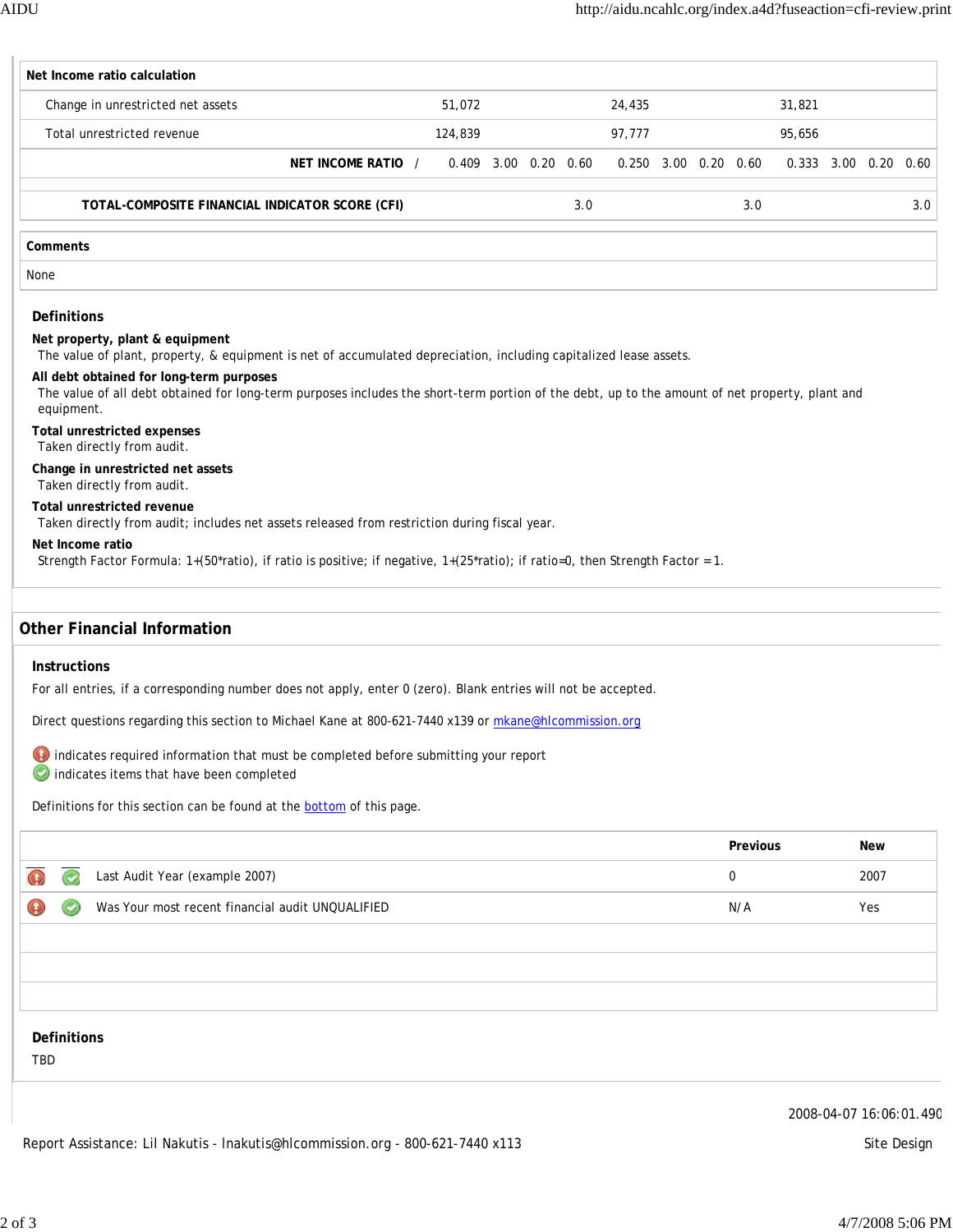| Net Income ratio calculation | | | | | | | | | | | | |
|---|---|---|---|---|---|---|---|---|---|---|---|---|
| Change in unrestricted net assets | 51,072 | | | | 24,435 | | | | 31,821 | | | |
| Total unrestricted revenue | 124,839 | | | | 97,777 | | | | 95,656 | | | |
| **NET INCOME RATIO** / | 0.409 | 3.00 | 0.20 | 0.60 | 0.250 | 3.00 | 0.20 | 0.60 | 0.333 | 3.00 | 0.20 | 0.60 |
| **TOTAL-COMPOSITE FINANCIAL INDICATOR SCORE (CFI)** | | | | 3.0 | | | | 3.0 | | | | 3.0 |

**Comments**

None

### Definitions

**Net property, plant & equipment**
The value of plant, property, & equipment is net of accumulated depreciation, including capitalized lease assets.

**All debt obtained for long-term purposes**
The value of all debt obtained for long-term purposes includes the short-term portion of the debt, up to the amount of net property, plant and equipment.

**Total unrestricted expenses**
Taken directly from audit.

**Change in unrestricted net assets**
Taken directly from audit.

**Total unrestricted revenue**
Taken directly from audit; includes net assets released from restriction during fiscal year.

**Net Income ratio**
Strength Factor Formula: 1+(50*ratio), if ratio is positive; if negative, 1+(25*ratio); if ratio=0, then Strength Factor = 1.

## Other Financial Information

### Instructions

For all entries, if a corresponding number does not apply, enter 0 (zero). Blank entries will not be accepted.

Direct questions regarding this section to Michael Kane at 800-621-7440 x139 or mkane@hlcommission.org

indicates required information that must be completed before submitting your report
indicates items that have been completed

Definitions for this section can be found at the bottom of this page.

| | Previous | New |
|---|---|---|
| Last Audit Year (example 2007) | 0 | 2007 |
| Was Your most recent financial audit UNQUALIFIED | N/A | Yes |

### Definitions

TBD

2008-04-07 16:06:01.490

Report Assistance: Lil Nakutis - lnakutis@hlcommission.org - 800-621-7440 x113

Site Design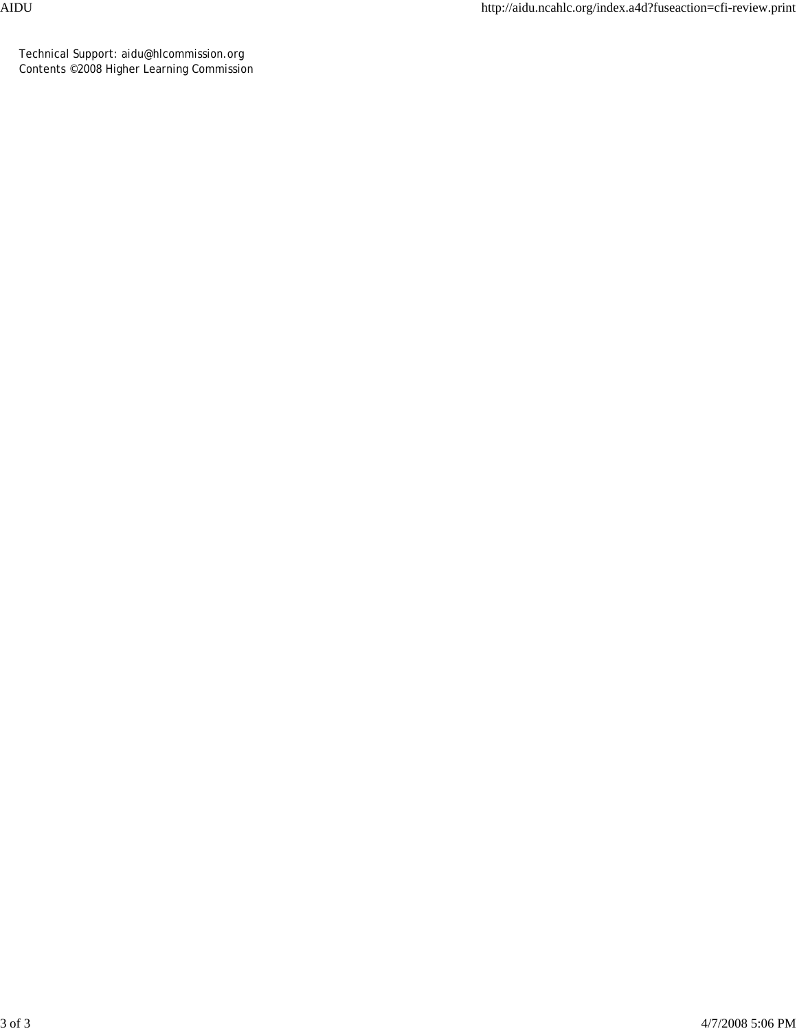Technical Support: aidu@hlcommission.org
Contents ©2008 Higher Learning Commission